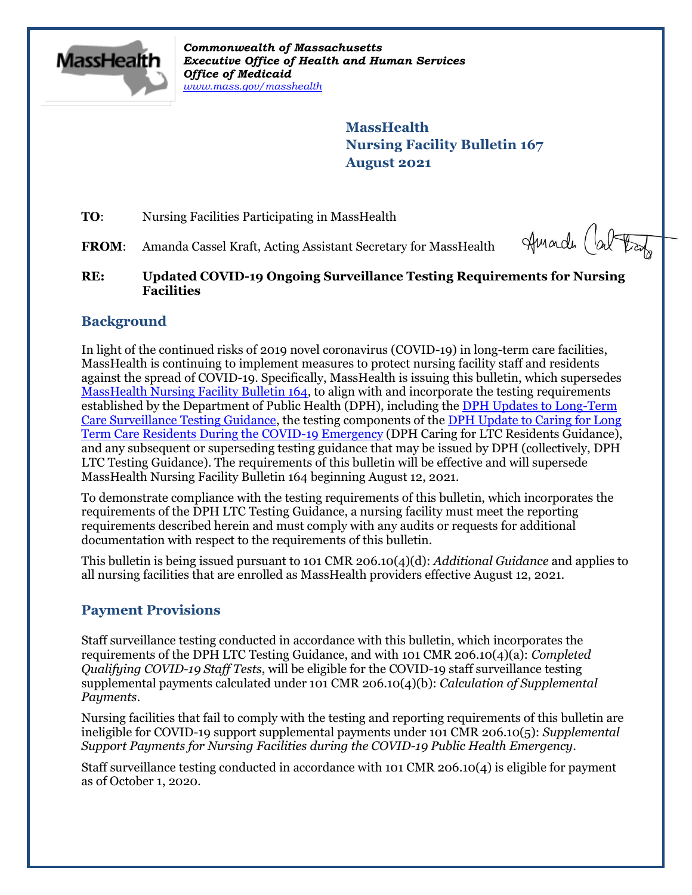*Commonwealth of Massachusetts*
***Executive Office of Health and Human Services***
***Office of Medicaid***
*www.mass.gov/masshealth*

**MassHealth**
**Nursing Facility Bulletin 167**
**August 2021**

**TO**: Nursing Facilities Participating in MassHealth

**FROM**: Amanda Cassel Kraft, Acting Assistant Secretary for MassHealth

**RE: Updated COVID-19 Ongoing Surveillance Testing Requirements for Nursing Facilities**

## Background

In light of the continued risks of 2019 novel coronavirus (COVID-19) in long-term care facilities, MassHealth is continuing to implement measures to protect nursing facility staff and residents against the spread of COVID-19. Specifically, MassHealth is issuing this bulletin, which supersedes MassHealth Nursing Facility Bulletin 164, to align with and incorporate the testing requirements established by the Department of Public Health (DPH), including the DPH Updates to Long-Term Care Surveillance Testing Guidance, the testing components of the DPH Update to Caring for Long Term Care Residents During the COVID-19 Emergency (DPH Caring for LTC Residents Guidance), and any subsequent or superseding testing guidance that may be issued by DPH (collectively, DPH LTC Testing Guidance). The requirements of this bulletin will be effective and will supersede MassHealth Nursing Facility Bulletin 164 beginning August 12, 2021.

To demonstrate compliance with the testing requirements of this bulletin, which incorporates the requirements of the DPH LTC Testing Guidance, a nursing facility must meet the reporting requirements described herein and must comply with any audits or requests for additional documentation with respect to the requirements of this bulletin.

This bulletin is being issued pursuant to 101 CMR 206.10(4)(d): *Additional Guidance* and applies to all nursing facilities that are enrolled as MassHealth providers effective August 12, 2021.

## Payment Provisions

Staff surveillance testing conducted in accordance with this bulletin, which incorporates the requirements of the DPH LTC Testing Guidance, and with 101 CMR 206.10(4)(a): *Completed Qualifying COVID-19 Staff Tests*, will be eligible for the COVID-19 staff surveillance testing supplemental payments calculated under 101 CMR 206.10(4)(b): *Calculation of Supplemental Payments*.

Nursing facilities that fail to comply with the testing and reporting requirements of this bulletin are ineligible for COVID-19 support supplemental payments under 101 CMR 206.10(5): *Supplemental Support Payments for Nursing Facilities during the COVID-19 Public Health Emergency*.

Staff surveillance testing conducted in accordance with 101 CMR 206.10(4) is eligible for payment as of October 1, 2020.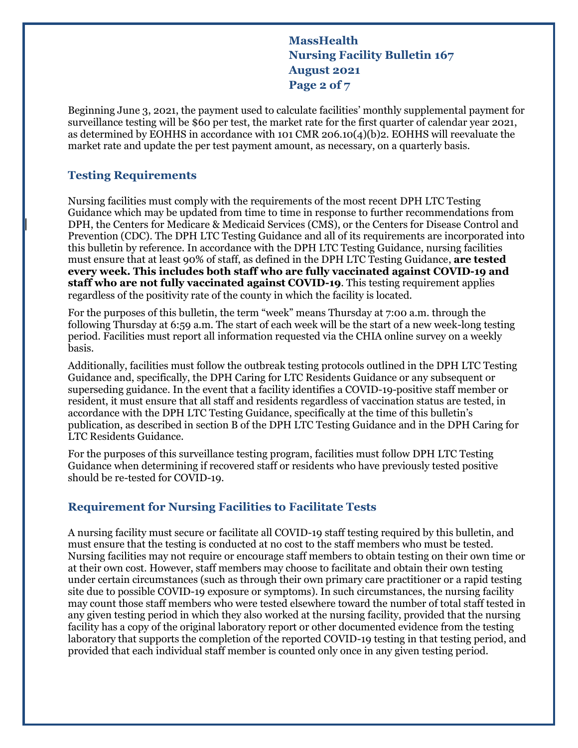Beginning June 3, 2021, the payment used to calculate facilities' monthly supplemental payment for surveillance testing will be $60 per test, the market rate for the first quarter of calendar year 2021, as determined by EOHHS in accordance with 101 CMR 206.10(4)(b)2. EOHHS will reevaluate the market rate and update the per test payment amount, as necessary, on a quarterly basis.

## Testing Requirements

Nursing facilities must comply with the requirements of the most recent DPH LTC Testing Guidance which may be updated from time to time in response to further recommendations from DPH, the Centers for Medicare & Medicaid Services (CMS), or the Centers for Disease Control and Prevention (CDC). The DPH LTC Testing Guidance and all of its requirements are incorporated into this bulletin by reference. In accordance with the DPH LTC Testing Guidance, nursing facilities must ensure that at least 90% of staff, as defined in the DPH LTC Testing Guidance, **are tested every week. This includes both staff who are fully vaccinated against COVID-19 and staff who are not fully vaccinated against COVID-19**. This testing requirement applies regardless of the positivity rate of the county in which the facility is located.

For the purposes of this bulletin, the term "week" means Thursday at 7:00 a.m. through the following Thursday at 6:59 a.m. The start of each week will be the start of a new week-long testing period. Facilities must report all information requested via the CHIA online survey on a weekly basis.

Additionally, facilities must follow the outbreak testing protocols outlined in the DPH LTC Testing Guidance and, specifically, the DPH Caring for LTC Residents Guidance or any subsequent or superseding guidance. In the event that a facility identifies a COVID-19-positive staff member or resident, it must ensure that all staff and residents regardless of vaccination status are tested, in accordance with the DPH LTC Testing Guidance, specifically at the time of this bulletin's publication, as described in section B of the DPH LTC Testing Guidance and in the DPH Caring for LTC Residents Guidance.

For the purposes of this surveillance testing program, facilities must follow DPH LTC Testing Guidance when determining if recovered staff or residents who have previously tested positive should be re-tested for COVID-19.

## Requirement for Nursing Facilities to Facilitate Tests

A nursing facility must secure or facilitate all COVID-19 staff testing required by this bulletin, and must ensure that the testing is conducted at no cost to the staff members who must be tested. Nursing facilities may not require or encourage staff members to obtain testing on their own time or at their own cost. However, staff members may choose to facilitate and obtain their own testing under certain circumstances (such as through their own primary care practitioner or a rapid testing site due to possible COVID-19 exposure or symptoms). In such circumstances, the nursing facility may count those staff members who were tested elsewhere toward the number of total staff tested in any given testing period in which they also worked at the nursing facility, provided that the nursing facility has a copy of the original laboratory report or other documented evidence from the testing laboratory that supports the completion of the reported COVID-19 testing in that testing period, and provided that each individual staff member is counted only once in any given testing period.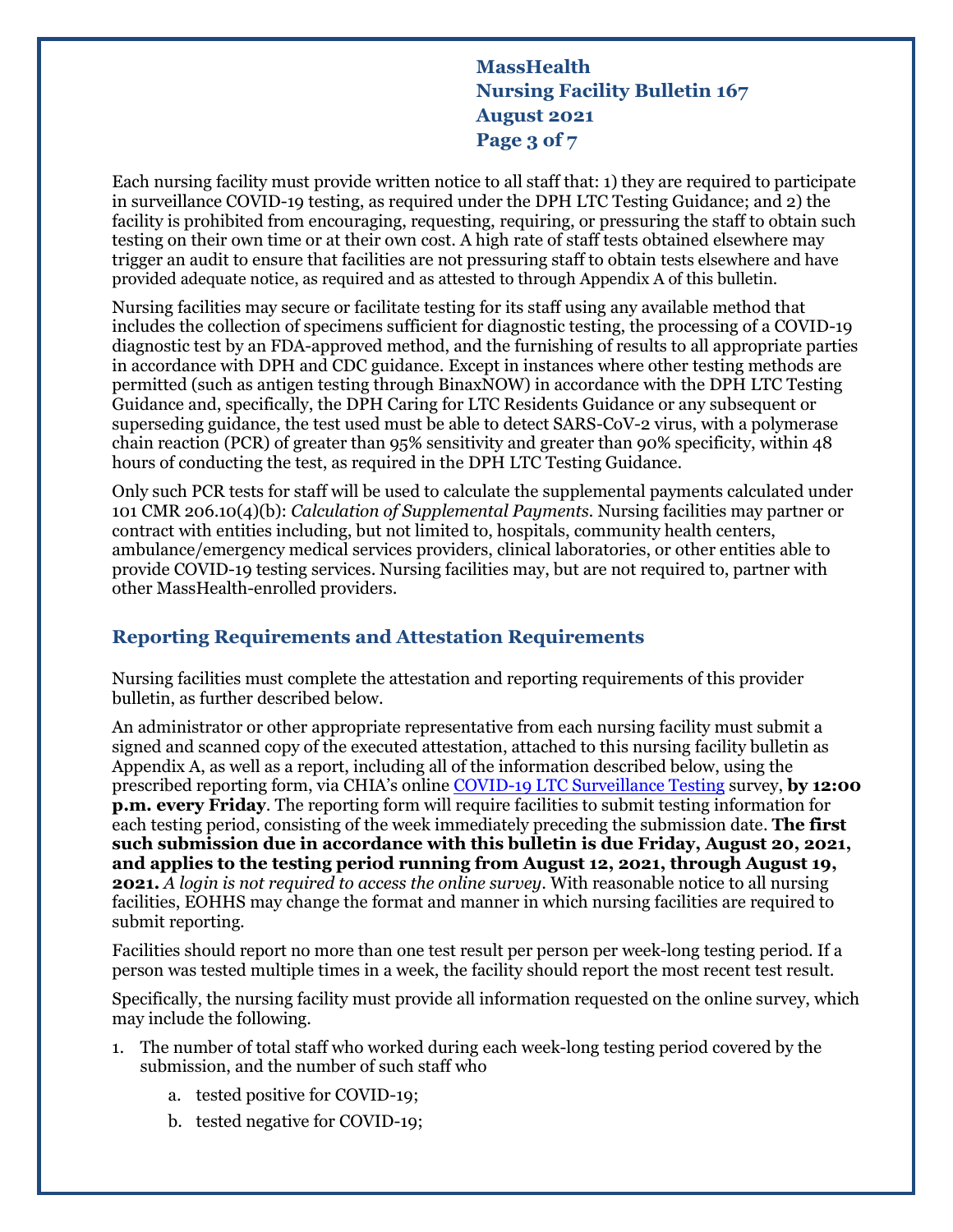Each nursing facility must provide written notice to all staff that: 1) they are required to participate in surveillance COVID-19 testing, as required under the DPH LTC Testing Guidance; and 2) the facility is prohibited from encouraging, requesting, requiring, or pressuring the staff to obtain such testing on their own time or at their own cost. A high rate of staff tests obtained elsewhere may trigger an audit to ensure that facilities are not pressuring staff to obtain tests elsewhere and have provided adequate notice, as required and as attested to through Appendix A of this bulletin.

Nursing facilities may secure or facilitate testing for its staff using any available method that includes the collection of specimens sufficient for diagnostic testing, the processing of a COVID-19 diagnostic test by an FDA-approved method, and the furnishing of results to all appropriate parties in accordance with DPH and CDC guidance. Except in instances where other testing methods are permitted (such as antigen testing through BinaxNOW) in accordance with the DPH LTC Testing Guidance and, specifically, the DPH Caring for LTC Residents Guidance or any subsequent or superseding guidance, the test used must be able to detect SARS-CoV-2 virus, with a polymerase chain reaction (PCR) of greater than 95% sensitivity and greater than 90% specificity, within 48 hours of conducting the test, as required in the DPH LTC Testing Guidance.

Only such PCR tests for staff will be used to calculate the supplemental payments calculated under 101 CMR 206.10(4)(b): *Calculation of Supplemental Payments*. Nursing facilities may partner or contract with entities including, but not limited to, hospitals, community health centers, ambulance/emergency medical services providers, clinical laboratories, or other entities able to provide COVID-19 testing services. Nursing facilities may, but are not required to, partner with other MassHealth-enrolled providers.

## Reporting Requirements and Attestation Requirements

Nursing facilities must complete the attestation and reporting requirements of this provider bulletin, as further described below.

An administrator or other appropriate representative from each nursing facility must submit a signed and scanned copy of the executed attestation, attached to this nursing facility bulletin as Appendix A, as well as a report, including all of the information described below, using the prescribed reporting form, via CHIA's online COVID-19 LTC Surveillance Testing survey, **by 12:00 p.m. every Friday**. The reporting form will require facilities to submit testing information for each testing period, consisting of the week immediately preceding the submission date. **The first such submission due in accordance with this bulletin is due Friday, August 20, 2021, and applies to the testing period running from August 12, 2021, through August 19, 2021.** *A login is not required to access the online survey*. With reasonable notice to all nursing facilities, EOHHS may change the format and manner in which nursing facilities are required to submit reporting.

Facilities should report no more than one test result per person per week-long testing period. If a person was tested multiple times in a week, the facility should report the most recent test result.

Specifically, the nursing facility must provide all information requested on the online survey, which may include the following.

1. The number of total staff who worked during each week-long testing period covered by the submission, and the number of such staff who
   a. tested positive for COVID-19;
   b. tested negative for COVID-19;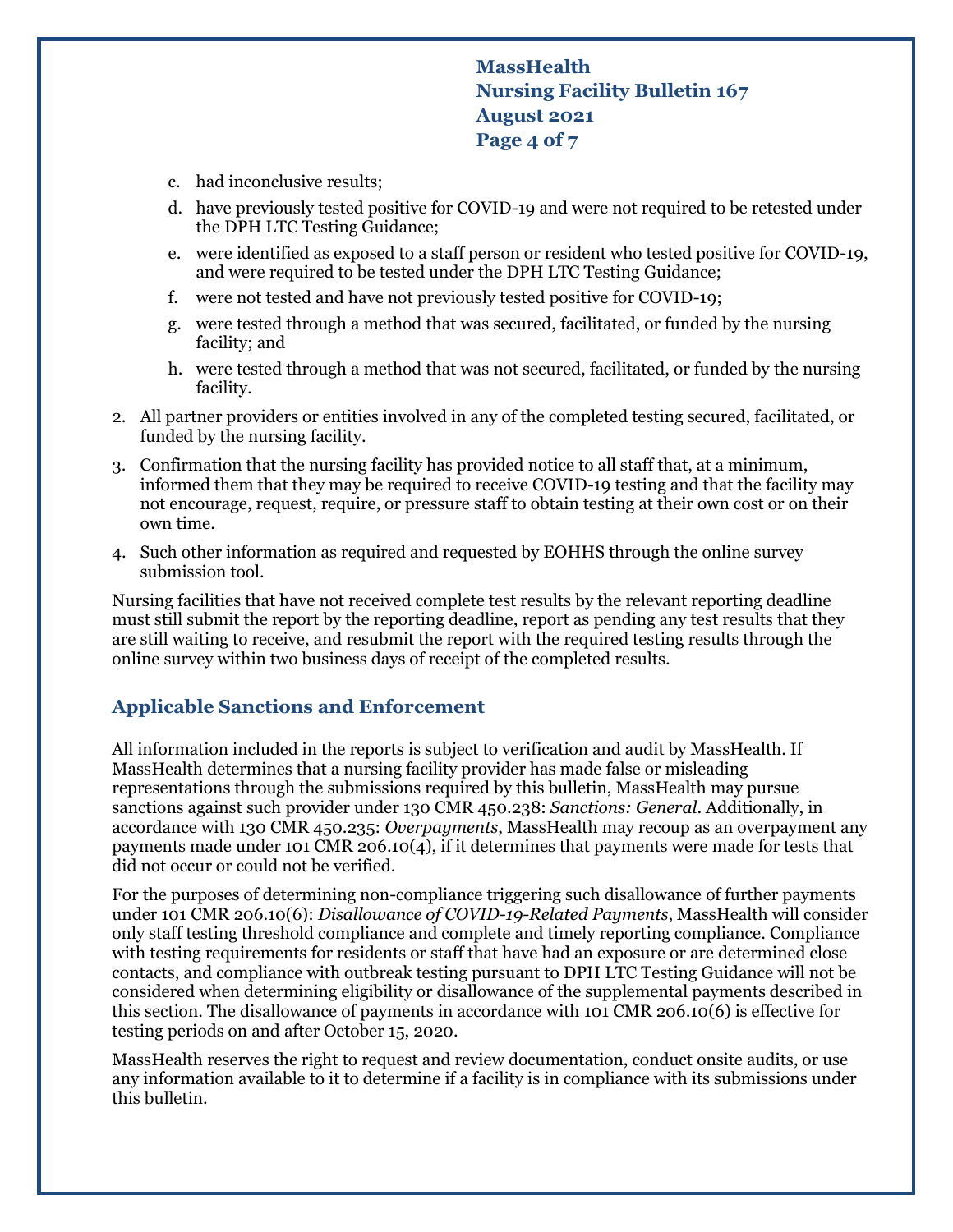c. had inconclusive results;

d. have previously tested positive for COVID-19 and were not required to be retested under the DPH LTC Testing Guidance;

e. were identified as exposed to a staff person or resident who tested positive for COVID-19, and were required to be tested under the DPH LTC Testing Guidance;

f. were not tested and have not previously tested positive for COVID-19;

g. were tested through a method that was secured, facilitated, or funded by the nursing facility; and

h. were tested through a method that was not secured, facilitated, or funded by the nursing facility.

2. All partner providers or entities involved in any of the completed testing secured, facilitated, or funded by the nursing facility.
3. Confirmation that the nursing facility has provided notice to all staff that, at a minimum, informed them that they may be required to receive COVID-19 testing and that the facility may not encourage, request, require, or pressure staff to obtain testing at their own cost or on their own time.
4. Such other information as required and requested by EOHHS through the online survey submission tool.

Nursing facilities that have not received complete test results by the relevant reporting deadline must still submit the report by the reporting deadline, report as pending any test results that they are still waiting to receive, and resubmit the report with the required testing results through the online survey within two business days of receipt of the completed results.

## Applicable Sanctions and Enforcement

All information included in the reports is subject to verification and audit by MassHealth. If MassHealth determines that a nursing facility provider has made false or misleading representations through the submissions required by this bulletin, MassHealth may pursue sanctions against such provider under 130 CMR 450.238: *Sanctions: General*. Additionally, in accordance with 130 CMR 450.235: *Overpayments*, MassHealth may recoup as an overpayment any payments made under 101 CMR 206.10(4), if it determines that payments were made for tests that did not occur or could not be verified.

For the purposes of determining non-compliance triggering such disallowance of further payments under 101 CMR 206.10(6): *Disallowance of COVID-19-Related Payments*, MassHealth will consider only staff testing threshold compliance and complete and timely reporting compliance. Compliance with testing requirements for residents or staff that have had an exposure or are determined close contacts, and compliance with outbreak testing pursuant to DPH LTC Testing Guidance will not be considered when determining eligibility or disallowance of the supplemental payments described in this section. The disallowance of payments in accordance with 101 CMR 206.10(6) is effective for testing periods on and after October 15, 2020.

MassHealth reserves the right to request and review documentation, conduct onsite audits, or use any information available to it to determine if a facility is in compliance with its submissions under this bulletin.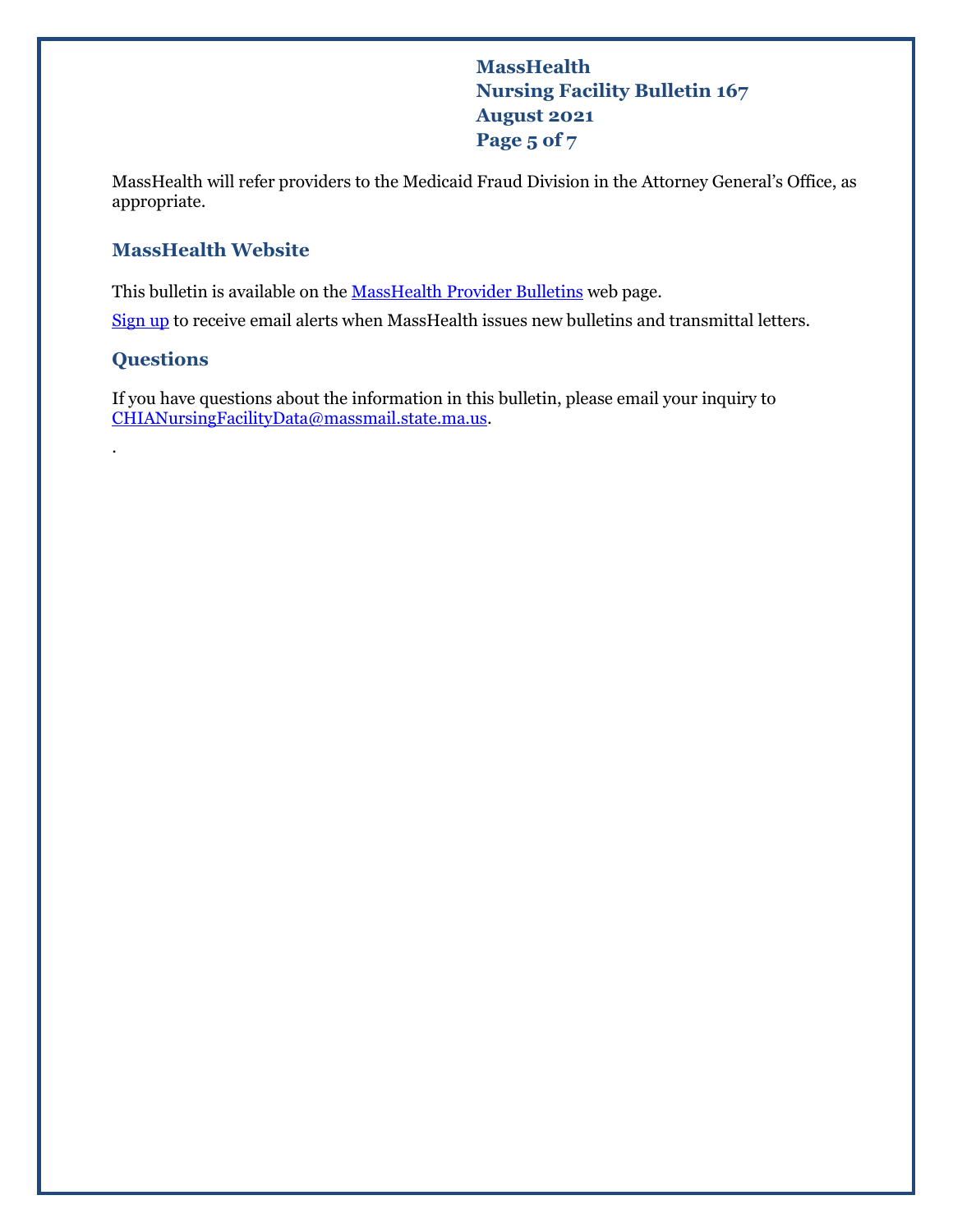MassHealth will refer providers to the Medicaid Fraud Division in the Attorney General's Office, as appropriate.

## MassHealth Website

This bulletin is available on the [MassHealth Provider Bulletins] web page.

[Sign up] to receive email alerts when MassHealth issues new bulletins and transmittal letters.

## Questions

If you have questions about the information in this bulletin, please email your inquiry to CHIANursingFacilityData@massmail.state.ma.us.

.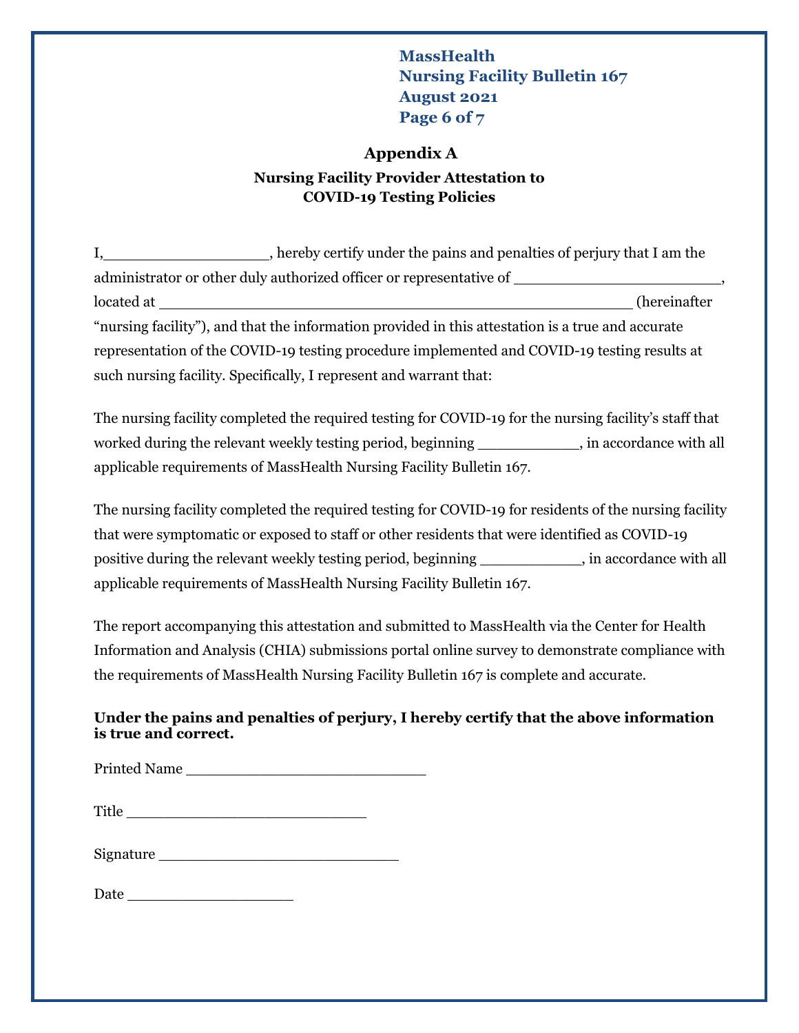# Appendix A

## Nursing Facility Provider Attestation to COVID-19 Testing Policies

I,\_\_\_\_\_\_\_\_\_\_\_\_\_\_\_\_\_\_\_\_, hereby certify under the pains and penalties of perjury that I am the administrator or other duly authorized officer or representative of \_\_\_\_\_\_\_\_\_\_\_\_\_\_\_\_\_\_\_\_\_\_\_\_\_\_, located at \_\_\_\_\_\_\_\_\_\_\_\_\_\_\_\_\_\_\_\_\_\_\_\_\_\_\_\_\_\_\_\_\_\_\_\_\_\_\_\_\_\_\_\_\_\_\_\_\_\_\_\_\_\_\_\_ (hereinafter "nursing facility"), and that the information provided in this attestation is a true and accurate representation of the COVID-19 testing procedure implemented and COVID-19 testing results at such nursing facility. Specifically, I represent and warrant that:

The nursing facility completed the required testing for COVID-19 for the nursing facility's staff that worked during the relevant weekly testing period, beginning \_\_\_\_\_\_\_\_\_\_\_\_, in accordance with all applicable requirements of MassHealth Nursing Facility Bulletin 167.

The nursing facility completed the required testing for COVID-19 for residents of the nursing facility that were symptomatic or exposed to staff or other residents that were identified as COVID-19 positive during the relevant weekly testing period, beginning \_\_\_\_\_\_\_\_\_\_\_\_, in accordance with all applicable requirements of MassHealth Nursing Facility Bulletin 167.

The report accompanying this attestation and submitted to MassHealth via the Center for Health Information and Analysis (CHIA) submissions portal online survey to demonstrate compliance with the requirements of MassHealth Nursing Facility Bulletin 167 is complete and accurate.

**Under the pains and penalties of perjury, I hereby certify that the above information is true and correct.**

Printed Name \_\_\_\_\_\_\_\_\_\_\_\_\_\_\_\_\_\_\_\_\_\_\_\_\_\_\_\_

Title \_\_\_\_\_\_\_\_\_\_\_\_\_\_\_\_\_\_\_\_\_\_\_\_\_\_\_\_

Signature \_\_\_\_\_\_\_\_\_\_\_\_\_\_\_\_\_\_\_\_\_\_\_\_\_\_\_\_

Date \_\_\_\_\_\_\_\_\_\_\_\_\_\_\_\_\_\_\_\_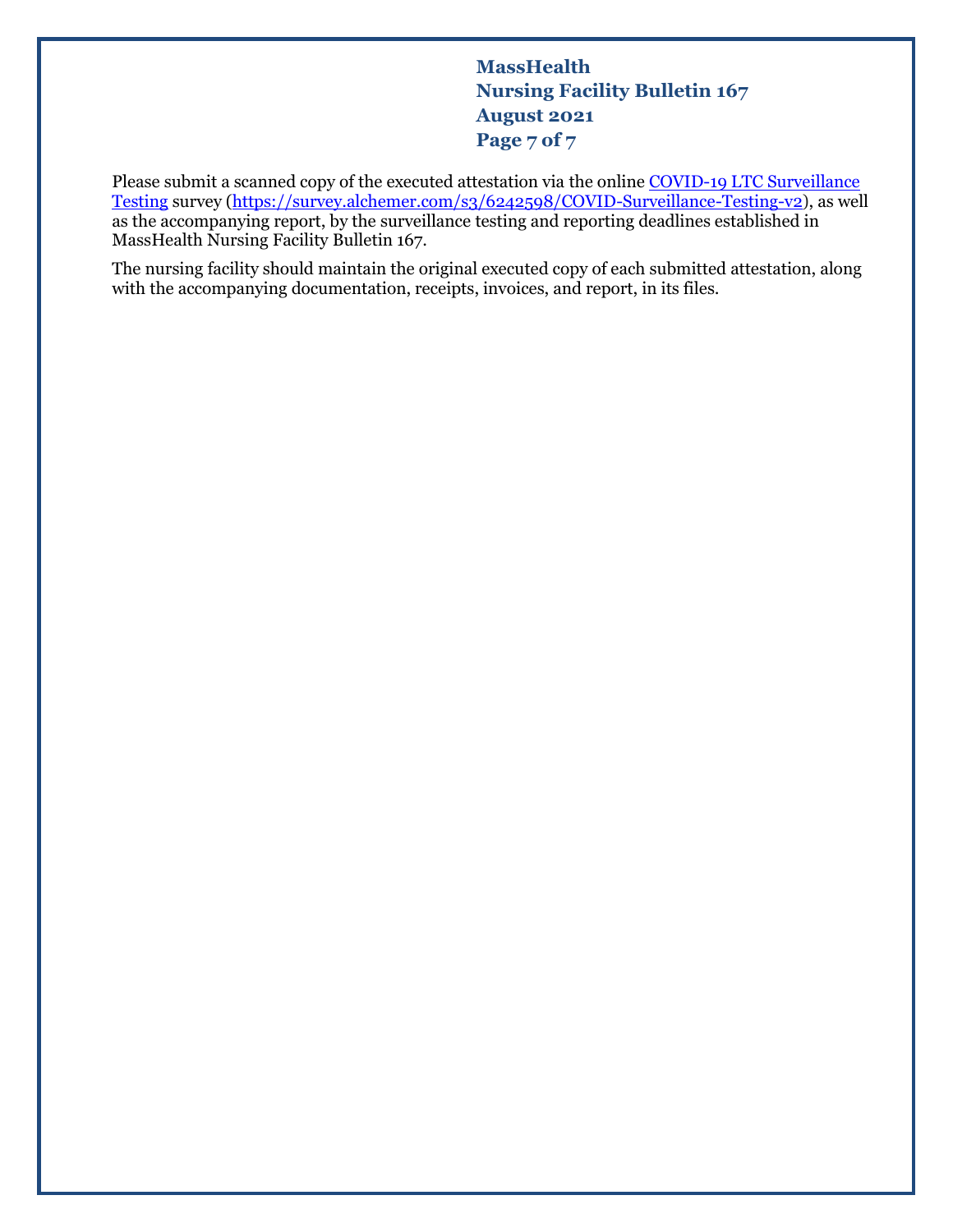Please submit a scanned copy of the executed attestation via the online [COVID-19 LTC Surveillance Testing](https://survey.alchemer.com/s3/6242598/COVID-Surveillance-Testing-v2) survey (https://survey.alchemer.com/s3/6242598/COVID-Surveillance-Testing-v2), as well as the accompanying report, by the surveillance testing and reporting deadlines established in MassHealth Nursing Facility Bulletin 167.

The nursing facility should maintain the original executed copy of each submitted attestation, along with the accompanying documentation, receipts, invoices, and report, in its files.